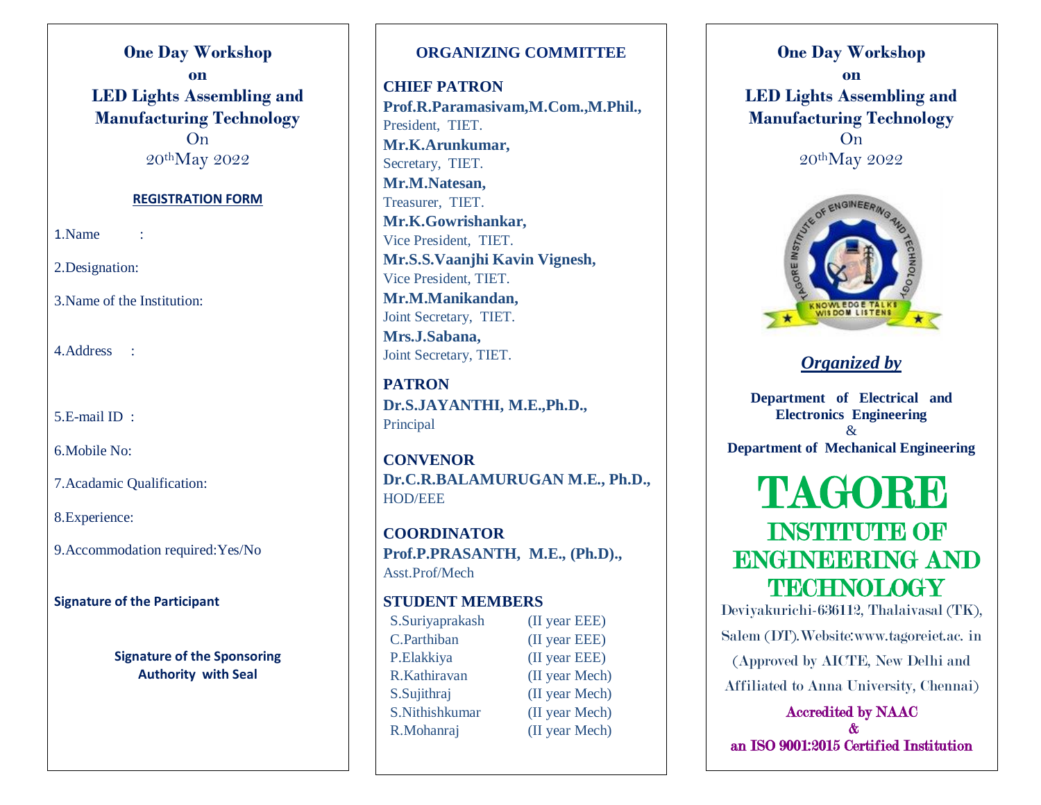# One Day Workshop

## on

## LED Lights Assembling and Manufacturing Technology

On

20th May 2022

**REGISTRATION FORM**

1.Name :

2.Designation:

3.Name of the Institution:

4.Address :

5.E-mail ID :

6.Mobile No:

7.Acadamic Qualification:

8.Experience:

9.Accommodation required:Yes/No

**Signature of the Participant**

**Signature of the Sponsoring Authority with Seal**

## ORGANIZING COMMITTEE

**CHIEF PATRON**

**Prof.R.Paramasivam,M.Com.,M.Phil.,**
President, TIET.

**Mr.K.Arunkumar,**
Secretary, TIET.

**Mr.M.Natesan,**
Treasurer, TIET.

**Mr.K.Gowrishankar,**
Vice President, TIET.

**Mr.S.S.Vaanjhi Kavin Vignesh,**
Vice President, TIET.

**Mr.M.Manikandan,**
Joint Secretary, TIET.

**Mrs.J.Sabana,**
Joint Secretary, TIET.

**PATRON**

**Dr.S.JAYANTHI, M.E.,Ph.D.,**
Principal

**CONVENOR**

**Dr.C.R.BALAMURUGAN M.E., Ph.D.,**
HOD/EEE

**COORDINATOR**

**Prof.P.PRASANTH, M.E., (Ph.D).,**
Asst.Prof/Mech

**STUDENT MEMBERS**

| | |
|---|---|
| S.Suriyaprakash | (II year EEE) |
| C.Parthiban | (II year EEE) |
| P.Elakkiya | (II year EEE) |
| R.Kathiravan | (II year Mech) |
| S.Sujithraj | (II year Mech) |
| S.Nithishkumar | (II year Mech) |
| R.Mohanraj | (II year Mech) |

# One Day Workshop

## on

## LED Lights Assembling and Manufacturing Technology

On

20th May 2022

TAGORE INSTITUTE OF ENGINEERING AND TECHNOLOGY

KNOWLEDGE TALKS WISDOM LISTENS

***Organized by***

**Department of Electrical and Electronics Engineering**
&
**Department of Mechanical Engineering**

# TAGORE INSTITUTE OF ENGINEERING AND TECHNOLOGY

Deviyakurichi-636112, Thalaivasal (TK), Salem (DT).Website:www.tagoreiet.ac. in

(Approved by AICTE, New Delhi and Affiliated to Anna University, Chennai)

**Accredited by NAAC**
**&**
**an ISO 9001:2015 Certified Institution**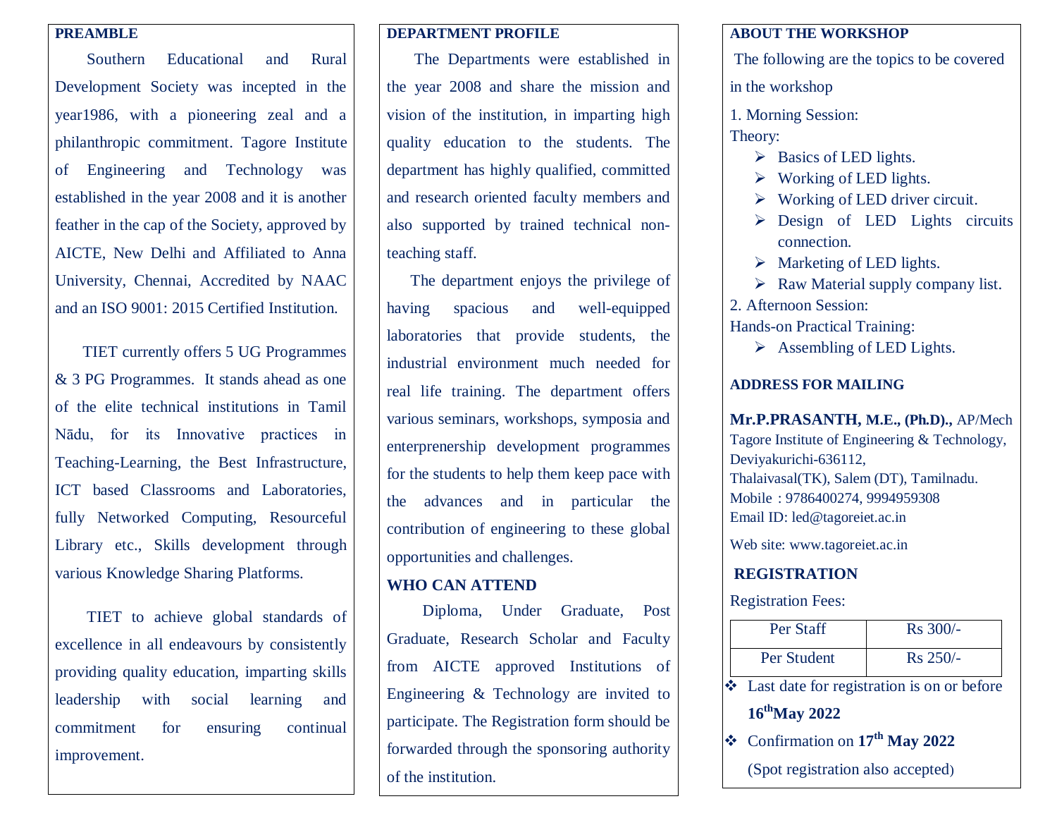## PREAMBLE

Southern Educational and Rural Development Society was incepted in the year1986, with a pioneering zeal and a philanthropic commitment. Tagore Institute of Engineering and Technology was established in the year 2008 and it is another feather in the cap of the Society, approved by AICTE, New Delhi and Affiliated to Anna University, Chennai, Accredited by NAAC and an ISO 9001: 2015 Certified Institution.

TIET currently offers 5 UG Programmes & 3 PG Programmes. It stands ahead as one of the elite technical institutions in Tamil Nādu, for its Innovative practices in Teaching-Learning, the Best Infrastructure, ICT based Classrooms and Laboratories, fully Networked Computing, Resourceful Library etc., Skills development through various Knowledge Sharing Platforms.

TIET to achieve global standards of excellence in all endeavours by consistently providing quality education, imparting skills leadership with social learning and commitment for ensuring continual improvement.

## DEPARTMENT PROFILE

The Departments were established in the year 2008 and share the mission and vision of the institution, in imparting high quality education to the students. The department has highly qualified, committed and research oriented faculty members and also supported by trained technical non-teaching staff.

The department enjoys the privilege of having spacious and well-equipped laboratories that provide students, the industrial environment much needed for real life training. The department offers various seminars, workshops, symposia and enterprenership development programmes for the students to help them keep pace with the advances and in particular the contribution of engineering to these global opportunities and challenges.

## WHO CAN ATTEND

Diploma, Under Graduate, Post Graduate, Research Scholar and Faculty from AICTE approved Institutions of Engineering & Technology are invited to participate. The Registration form should be forwarded through the sponsoring authority of the institution.

## ABOUT THE WORKSHOP

The following are the topics to be covered in the workshop

1. Morning Session:

Theory:

- Basics of LED lights.
- Working of LED lights.
- Working of LED driver circuit.
- Design of LED Lights circuits connection.
- Marketing of LED lights.
- Raw Material supply company list.

2. Afternoon Session:

Hands-on Practical Training:

- Assembling of LED Lights.

## ADDRESS FOR MAILING

**Mr.P.PRASANTH, M.E., (Ph.D).,** AP/Mech
Tagore Institute of Engineering & Technology,
Deviyakurichi-636112,
Thalaivasal(TK), Salem (DT), Tamilnadu.
Mobile : 9786400274, 9994959308
Email ID: led@tagoreiet.ac.in

Web site: www.tagoreiet.ac.in

## REGISTRATION

Registration Fees:

| | |
|---|---|
| Per Staff | Rs 300/- |
| Per Student | Rs 250/- |

- Last date for registration is on or before **16th May 2022**
- Confirmation on **17th May 2022**
  (Spot registration also accepted)